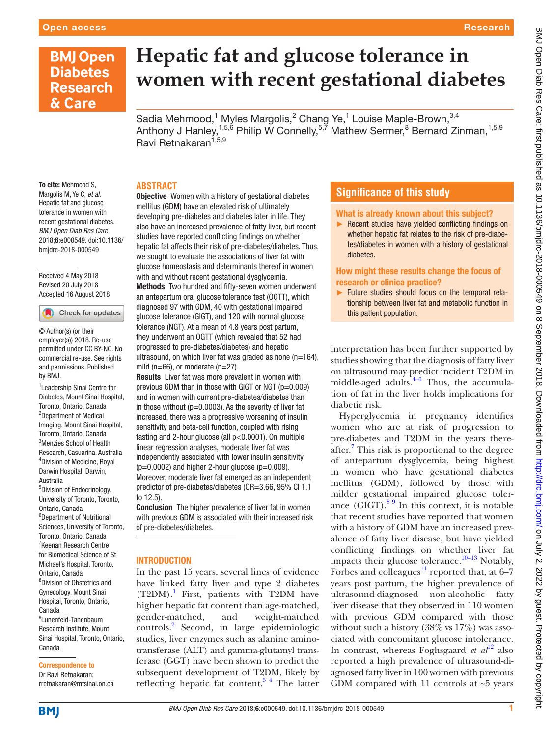# Hepatic fat and glucose tolerance in women with recent gestational diabetes

Sadia Mehmood,[1] Myles Margolis,[2] Chang Ye,[1] Louise Maple-Brown,[3,4] Anthony J Hanley,[1,5,6] Philip W Connelly,[5,7] Mathew Sermer,[8] Bernard Zinman,[1,5,9] Ravi Retnakaran[1,5,9]

**To cite:** Mehmood S, Margolis M, Ye C, *et al*. Hepatic fat and glucose tolerance in women with recent gestational diabetes. *BMJ Open Diab Res Care* 2018;**6**:e000549. doi:10.1136/bmjdrc-2018-000549

Received 4 May 2018
Revised 20 July 2018
Accepted 16 August 2018

© Author(s) (or their employer(s)) 2018. Re-use permitted under CC BY-NC. No commercial re-use. See rights and permissions. Published by BMJ.

[1]Leadership Sinai Centre for Diabetes, Mount Sinai Hospital, Toronto, Ontario, Canada
[2]Department of Medical Imaging, Mount Sinai Hospital, Toronto, Ontario, Canada
[3]Menzies School of Health Research, Casuarina, Australia
[4]Division of Medicine, Royal Darwin Hospital, Darwin, Australia
[5]Division of Endocrinology, University of Toronto, Toronto, Ontario, Canada
[6]Department of Nutritional Sciences, University of Toronto, Toronto, Ontario, Canada
[7]Keenan Research Centre for Biomedical Science of St Michael's Hospital, Toronto, Ontario, Canada
[8]Division of Obstetrics and Gynecology, Mount Sinai Hospital, Toronto, Ontario, Canada
[9]Lunenfeld-Tanenbaum Research Institute, Mount Sinai Hospital, Toronto, Ontario, Canada

**Correspondence to**
Dr Ravi Retnakaran;
rretnakaran@mtsinai.on.ca

## ABSTRACT

**Objective** Women with a history of gestational diabetes mellitus (GDM) have an elevated risk of ultimately developing pre-diabetes and diabetes later in life. They also have an increased prevalence of fatty liver, but recent studies have reported conflicting findings on whether hepatic fat affects their risk of pre-diabetes/diabetes. Thus, we sought to evaluate the associations of liver fat with glucose homeostasis and determinants thereof in women with and without recent gestational dysglycemia.

**Methods** Two hundred and fifty-seven women underwent an antepartum oral glucose tolerance test (OGTT), which diagnosed 97 with GDM, 40 with gestational impaired glucose tolerance (GIGT), and 120 with normal glucose tolerance (NGT). At a mean of 4.8 years post partum, they underwent an OGTT (which revealed that 52 had progressed to pre-diabetes/diabetes) and hepatic ultrasound, on which liver fat was graded as none (n=164), mild (n=66), or moderate (n=27).

**Results** Liver fat was more prevalent in women with previous GDM than in those with GIGT or NGT (p=0.009) and in women with current pre-diabetes/diabetes than in those without (p=0.0003). As the severity of liver fat increased, there was a progressive worsening of insulin sensitivity and beta-cell function, coupled with rising fasting and 2-hour glucose (all p<0.0001). On multiple linear regression analyses, moderate liver fat was independently associated with lower insulin sensitivity (p=0.0002) and higher 2-hour glucose (p=0.009). Moreover, moderate liver fat emerged as an independent predictor of pre-diabetes/diabetes (OR=3.66, 95% CI 1.1 to 12.5).

**Conclusion** The higher prevalence of liver fat in women with previous GDM is associated with their increased risk of pre-diabetes/diabetes.

## Significance of this study

### What is already known about this subject?

- Recent studies have yielded conflicting findings on whether hepatic fat relates to the risk of pre-diabetes/diabetes in women with a history of gestational diabetes.

### How might these results change the focus of research or clinica practice?

- Future studies should focus on the temporal relationship between liver fat and metabolic function in this patient population.

## INTRODUCTION

In the past 15 years, several lines of evidence have linked fatty liver and type 2 diabetes (T2DM).[1] First, patients with T2DM have higher hepatic fat content than age-matched, gender-matched, and weight-matched controls.[2] Second, in large epidemiologic studies, liver enzymes such as alanine aminotransferase (ALT) and gamma-glutamyl transferase (GGT) have been shown to predict the subsequent development of T2DM, likely by reflecting hepatic fat content.[3 4] The latter interpretation has been further supported by studies showing that the diagnosis of fatty liver on ultrasound may predict incident T2DM in middle-aged adults.[4–6] Thus, the accumulation of fat in the liver holds implications for diabetic risk.

Hyperglycemia in pregnancy identifies women who are at risk of progression to pre-diabetes and T2DM in the years thereafter.[7] This risk is proportional to the degree of antepartum dysglycemia, being highest in women who have gestational diabetes mellitus (GDM), followed by those with milder gestational impaired glucose tolerance (GIGT).[8 9] In this context, it is notable that recent studies have reported that women with a history of GDM have an increased prevalence of fatty liver disease, but have yielded conflicting findings on whether liver fat impacts their glucose tolerance.[10–13] Notably, Forbes and colleagues[11] reported that, at 6–7 years post partum, the higher prevalence of ultrasound-diagnosed non-alcoholic fatty liver disease that they observed in 110 women with previous GDM compared with those without such a history (38% vs 17%) was associated with concomitant glucose intolerance. In contrast, whereas Foghsgaard *et al*[12] also reported a high prevalence of ultrasound-diagnosed fatty liver in 100 women with previous GDM compared with 11 controls at ~5 years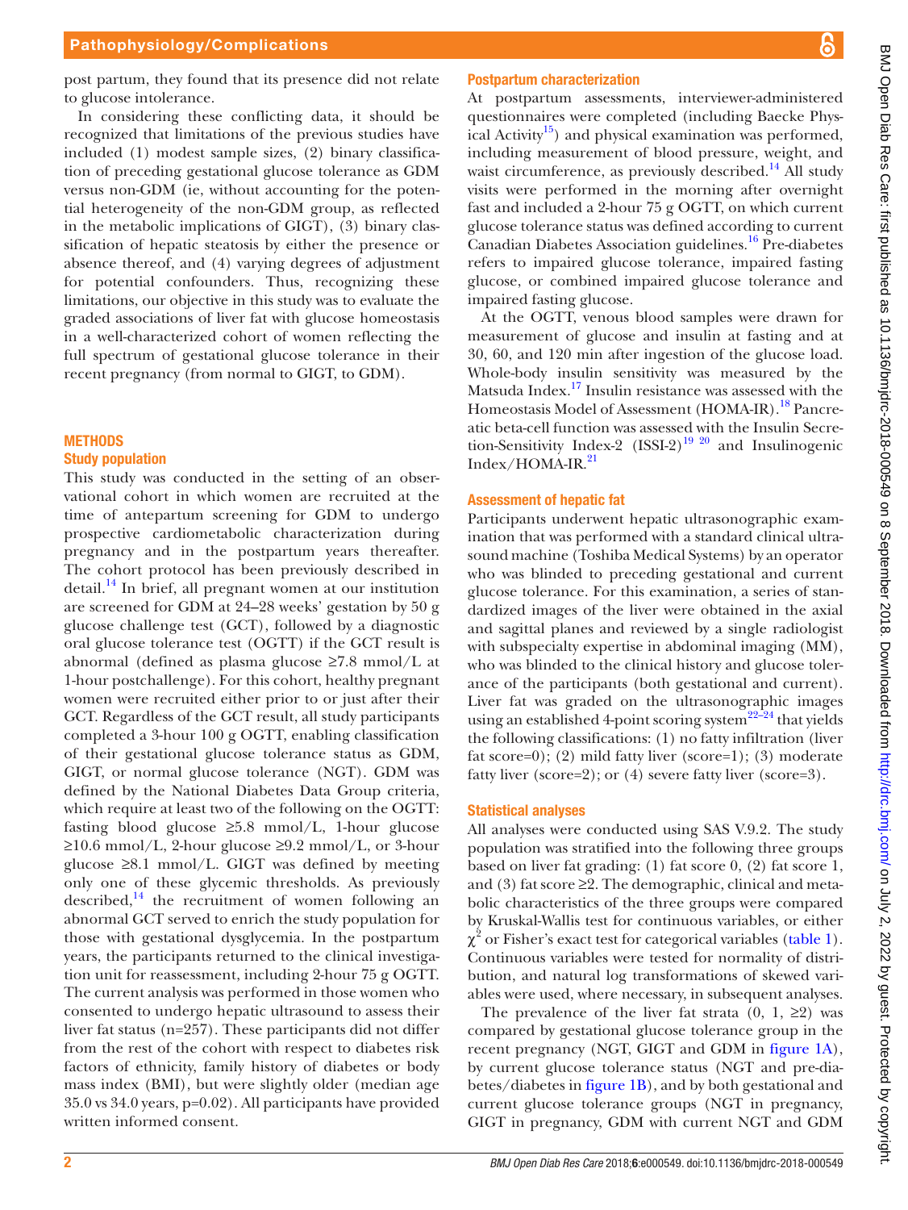post partum, they found that its presence did not relate to glucose intolerance.

In considering these conflicting data, it should be recognized that limitations of the previous studies have included (1) modest sample sizes, (2) binary classification of preceding gestational glucose tolerance as GDM versus non-GDM (ie, without accounting for the potential heterogeneity of the non-GDM group, as reflected in the metabolic implications of GIGT), (3) binary classification of hepatic steatosis by either the presence or absence thereof, and (4) varying degrees of adjustment for potential confounders. Thus, recognizing these limitations, our objective in this study was to evaluate the graded associations of liver fat with glucose homeostasis in a well-characterized cohort of women reflecting the full spectrum of gestational glucose tolerance in their recent pregnancy (from normal to GIGT, to GDM).

## METHODS

### Study population

This study was conducted in the setting of an observational cohort in which women are recruited at the time of antepartum screening for GDM to undergo prospective cardiometabolic characterization during pregnancy and in the postpartum years thereafter. The cohort protocol has been previously described in detail.[14] In brief, all pregnant women at our institution are screened for GDM at 24–28 weeks' gestation by 50 g glucose challenge test (GCT), followed by a diagnostic oral glucose tolerance test (OGTT) if the GCT result is abnormal (defined as plasma glucose ≥7.8 mmol/L at 1-hour postchallenge). For this cohort, healthy pregnant women were recruited either prior to or just after their GCT. Regardless of the GCT result, all study participants completed a 3-hour 100 g OGTT, enabling classification of their gestational glucose tolerance status as GDM, GIGT, or normal glucose tolerance (NGT). GDM was defined by the National Diabetes Data Group criteria, which require at least two of the following on the OGTT: fasting blood glucose ≥5.8 mmol/L, 1-hour glucose ≥10.6 mmol/L, 2-hour glucose ≥9.2 mmol/L, or 3-hour glucose ≥8.1 mmol/L. GIGT was defined by meeting only one of these glycemic thresholds. As previously described,[14] the recruitment of women following an abnormal GCT served to enrich the study population for those with gestational dysglycemia. In the postpartum years, the participants returned to the clinical investigation unit for reassessment, including 2-hour 75 g OGTT. The current analysis was performed in those women who consented to undergo hepatic ultrasound to assess their liver fat status (n=257). These participants did not differ from the rest of the cohort with respect to diabetes risk factors of ethnicity, family history of diabetes or body mass index (BMI), but were slightly older (median age 35.0 vs 34.0 years, p=0.02). All participants have provided written informed consent.

### Postpartum characterization

At postpartum assessments, interviewer-administered questionnaires were completed (including Baecke Physical Activity[15]) and physical examination was performed, including measurement of blood pressure, weight, and waist circumference, as previously described.[14] All study visits were performed in the morning after overnight fast and included a 2-hour 75 g OGTT, on which current glucose tolerance status was defined according to current Canadian Diabetes Association guidelines.[16] Pre-diabetes refers to impaired glucose tolerance, impaired fasting glucose, or combined impaired glucose tolerance and impaired fasting glucose.

At the OGTT, venous blood samples were drawn for measurement of glucose and insulin at fasting and at 30, 60, and 120 min after ingestion of the glucose load. Whole-body insulin sensitivity was measured by the Matsuda Index.[17] Insulin resistance was assessed with the Homeostasis Model of Assessment (HOMA-IR).[18] Pancreatic beta-cell function was assessed with the Insulin Secretion-Sensitivity Index-2 (ISSI-2)[19,20] and Insulinogenic Index/HOMA-IR.[21]

### Assessment of hepatic fat

Participants underwent hepatic ultrasonographic examination that was performed with a standard clinical ultrasound machine (Toshiba Medical Systems) by an operator who was blinded to preceding gestational and current glucose tolerance. For this examination, a series of standardized images of the liver were obtained in the axial and sagittal planes and reviewed by a single radiologist with subspecialty expertise in abdominal imaging (MM), who was blinded to the clinical history and glucose tolerance of the participants (both gestational and current). Liver fat was graded on the ultrasonographic images using an established 4-point scoring system[22–24] that yields the following classifications: (1) no fatty infiltration (liver fat score=0); (2) mild fatty liver (score=1); (3) moderate fatty liver (score=2); or (4) severe fatty liver (score=3).

### Statistical analyses

All analyses were conducted using SAS V.9.2. The study population was stratified into the following three groups based on liver fat grading: (1) fat score 0, (2) fat score 1, and (3) fat score ≥2. The demographic, clinical and metabolic characteristics of the three groups were compared by Kruskal-Wallis test for continuous variables, or either $\chi^2$ or Fisher's exact test for categorical variables (table 1). Continuous variables were tested for normality of distribution, and natural log transformations of skewed variables were used, where necessary, in subsequent analyses.

The prevalence of the liver fat strata (0, 1, ≥2) was compared by gestational glucose tolerance group in the recent pregnancy (NGT, GIGT and GDM in figure 1A), by current glucose tolerance status (NGT and pre-diabetes/diabetes in figure 1B), and by both gestational and current glucose tolerance groups (NGT in pregnancy, GIGT in pregnancy, GDM with current NGT and GDM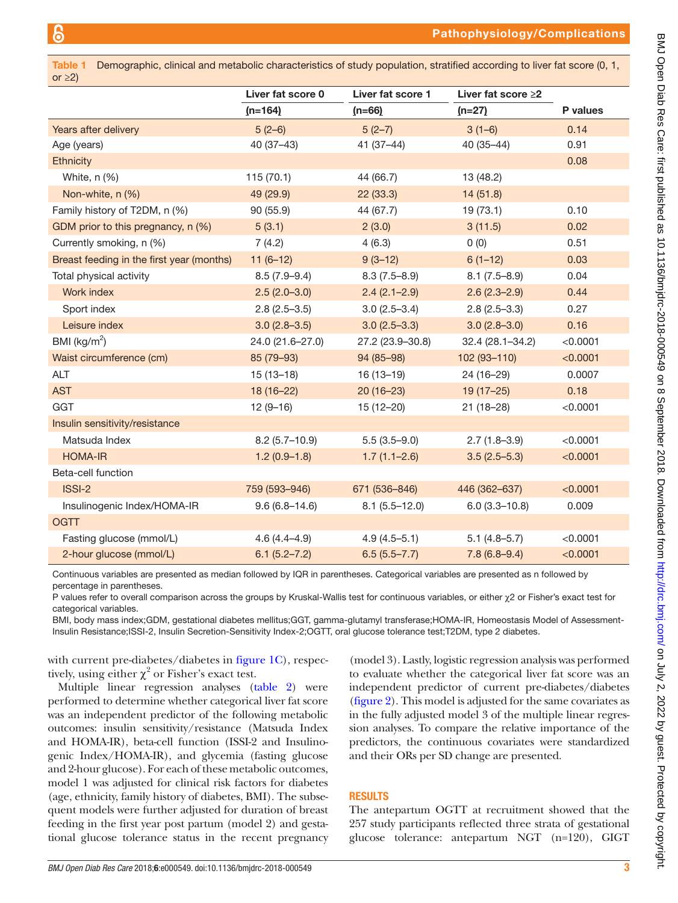**Table 1** Demographic, clinical and metabolic characteristics of study population, stratified according to liver fat score (0, 1, or ≥2)

| | Liver fat score 0 | Liver fat score 1 | Liver fat score ≥2 | P values |
|---|---|---|---|---|
| | (n=164) | (n=66) | (n=27) | |
| Years after delivery | 5 (2–6) | 5 (2–7) | 3 (1–6) | 0.14 |
| Age (years) | 40 (37–43) | 41 (37–44) | 40 (35–44) | 0.91 |
| Ethnicity | | | | 0.08 |
| White, n (%) | 115 (70.1) | 44 (66.7) | 13 (48.2) | |
| Non-white, n (%) | 49 (29.9) | 22 (33.3) | 14 (51.8) | |
| Family history of T2DM, n (%) | 90 (55.9) | 44 (67.7) | 19 (73.1) | 0.10 |
| GDM prior to this pregnancy, n (%) | 5 (3.1) | 2 (3.0) | 3 (11.5) | 0.02 |
| Currently smoking, n (%) | 7 (4.2) | 4 (6.3) | 0 (0) | 0.51 |
| Breast feeding in the first year (months) | 11 (6–12) | 9 (3–12) | 6 (1–12) | 0.03 |
| Total physical activity | 8.5 (7.9–9.4) | 8.3 (7.5–8.9) | 8.1 (7.5–8.9) | 0.04 |
| Work index | 2.5 (2.0–3.0) | 2.4 (2.1–2.9) | 2.6 (2.3–2.9) | 0.44 |
| Sport index | 2.8 (2.5–3.5) | 3.0 (2.5–3.4) | 2.8 (2.5–3.3) | 0.27 |
| Leisure index | 3.0 (2.8–3.5) | 3.0 (2.5–3.3) | 3.0 (2.8–3.0) | 0.16 |
| BMI (kg/m$^2$) | 24.0 (21.6–27.0) | 27.2 (23.9–30.8) | 32.4 (28.1–34.2) | <0.0001 |
| Waist circumference (cm) | 85 (79–93) | 94 (85–98) | 102 (93–110) | <0.0001 |
| ALT | 15 (13–18) | 16 (13–19) | 24 (16–29) | 0.0007 |
| AST | 18 (16–22) | 20 (16–23) | 19 (17–25) | 0.18 |
| GGT | 12 (9–16) | 15 (12–20) | 21 (18–28) | <0.0001 |
| Insulin sensitivity/resistance | | | | |
| Matsuda Index | 8.2 (5.7–10.9) | 5.5 (3.5–9.0) | 2.7 (1.8–3.9) | <0.0001 |
| HOMA-IR | 1.2 (0.9–1.8) | 1.7 (1.1–2.6) | 3.5 (2.5–5.3) | <0.0001 |
| Beta-cell function | | | | |
| ISSI-2 | 759 (593–946) | 671 (536–846) | 446 (362–637) | <0.0001 |
| Insulinogenic Index/HOMA-IR | 9.6 (6.8–14.6) | 8.1 (5.5–12.0) | 6.0 (3.3–10.8) | 0.009 |
| OGTT | | | | |
| Fasting glucose (mmol/L) | 4.6 (4.4–4.9) | 4.9 (4.5–5.1) | 5.1 (4.8–5.7) | <0.0001 |
| 2-hour glucose (mmol/L) | 6.1 (5.2–7.2) | 6.5 (5.5–7.7) | 7.8 (6.8–9.4) | <0.0001 |

Continuous variables are presented as median followed by IQR in parentheses. Categorical variables are presented as n followed by percentage in parentheses.

P values refer to overall comparison across the groups by Kruskal-Wallis test for continuous variables, or either χ2 or Fisher's exact test for categorical variables.

BMI, body mass index;GDM, gestational diabetes mellitus;GGT, gamma-glutamyl transferase;HOMA-IR, Homeostasis Model of Assessment-Insulin Resistance;ISSI-2, Insulin Secretion-Sensitivity Index-2;OGTT, oral glucose tolerance test;T2DM, type 2 diabetes.

with current pre-diabetes/diabetes in figure 1C), respectively, using either $\chi^2$ or Fisher's exact test.

Multiple linear regression analyses (table 2) were performed to determine whether categorical liver fat score was an independent predictor of the following metabolic outcomes: insulin sensitivity/resistance (Matsuda Index and HOMA-IR), beta-cell function (ISSI-2 and Insulinogenic Index/HOMA-IR), and glycemia (fasting glucose and 2-hour glucose). For each of these metabolic outcomes, model 1 was adjusted for clinical risk factors for diabetes (age, ethnicity, family history of diabetes, BMI). The subsequent models were further adjusted for duration of breast feeding in the first year post partum (model 2) and gestational glucose tolerance status in the recent pregnancy (model 3). Lastly, logistic regression analysis was performed to evaluate whether the categorical liver fat score was an independent predictor of current pre-diabetes/diabetes (figure 2). This model is adjusted for the same covariates as in the fully adjusted model 3 of the multiple linear regression analyses. To compare the relative importance of the predictors, the continuous covariates were standardized and their ORs per SD change are presented.

## RESULTS

The antepartum OGTT at recruitment showed that the 257 study participants reflected three strata of gestational glucose tolerance: antepartum NGT (n=120), GIGT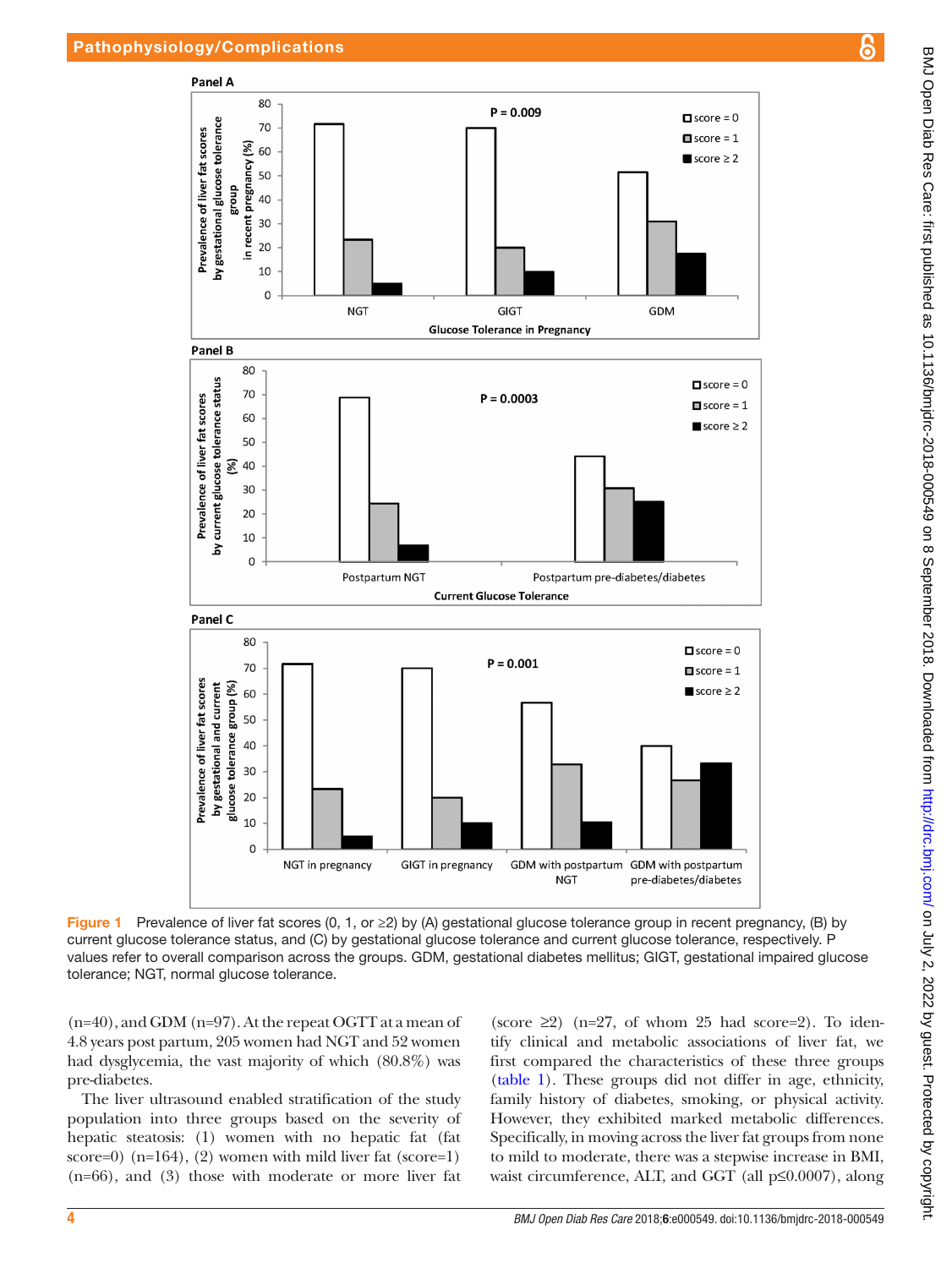Figure 1 Prevalence of liver fat scores (0, 1, or ≥2) by (A) gestational glucose tolerance group in recent pregnancy, (B) by current glucose tolerance status, and (C) by gestational glucose tolerance and current glucose tolerance, respectively. P values refer to overall comparison across the groups. GDM, gestational diabetes mellitus; GIGT, gestational impaired glucose tolerance; NGT, normal glucose tolerance.

(n=40), and GDM (n=97). At the repeat OGTT at a mean of 4.8 years post partum, 205 women had NGT and 52 women had dysglycemia, the vast majority of which (80.8%) was pre-diabetes.

The liver ultrasound enabled stratification of the study population into three groups based on the severity of hepatic steatosis: (1) women with no hepatic fat (fat score=0) (n=164), (2) women with mild liver fat (score=1) (n=66), and (3) those with moderate or more liver fat (score ≥2) (n=27, of whom 25 had score=2). To identify clinical and metabolic associations of liver fat, we first compared the characteristics of these three groups (table 1). These groups did not differ in age, ethnicity, family history of diabetes, smoking, or physical activity. However, they exhibited marked metabolic differences. Specifically, in moving across the liver fat groups from none to mild to moderate, there was a stepwise increase in BMI, waist circumference, ALT, and GGT (all p≤0.0007), along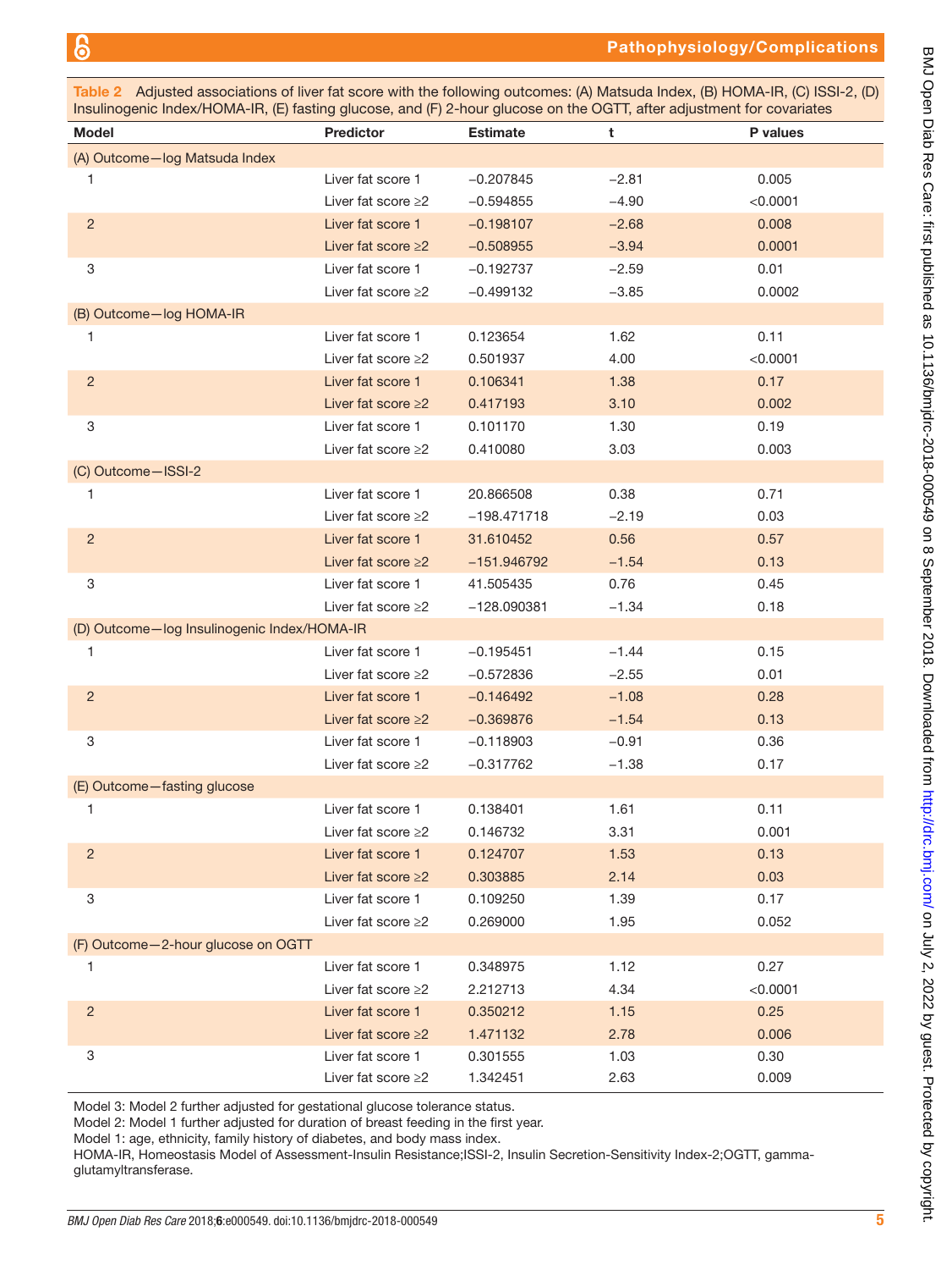**Table 2** Adjusted associations of liver fat score with the following outcomes: (A) Matsuda Index, (B) HOMA-IR, (C) ISSI-2, (D) Insulinogenic Index/HOMA-IR, (E) fasting glucose, and (F) 2-hour glucose on the OGTT, after adjustment for covariates

| Model | Predictor | Estimate | t | P values |
|---|---|---|---|---|
| (A) Outcome—log Matsuda Index | | | | |
| 1 | Liver fat score 1 | −0.207845 | −2.81 | 0.005 |
| | Liver fat score ≥2 | −0.594855 | −4.90 | <0.0001 |
| 2 | Liver fat score 1 | −0.198107 | −2.68 | 0.008 |
| | Liver fat score ≥2 | −0.508955 | −3.94 | 0.0001 |
| 3 | Liver fat score 1 | −0.192737 | −2.59 | 0.01 |
| | Liver fat score ≥2 | −0.499132 | −3.85 | 0.0002 |
| (B) Outcome—log HOMA-IR | | | | |
| 1 | Liver fat score 1 | 0.123654 | 1.62 | 0.11 |
| | Liver fat score ≥2 | 0.501937 | 4.00 | <0.0001 |
| 2 | Liver fat score 1 | 0.106341 | 1.38 | 0.17 |
| | Liver fat score ≥2 | 0.417193 | 3.10 | 0.002 |
| 3 | Liver fat score 1 | 0.101170 | 1.30 | 0.19 |
| | Liver fat score ≥2 | 0.410080 | 3.03 | 0.003 |
| (C) Outcome—ISSI-2 | | | | |
| 1 | Liver fat score 1 | 20.866508 | 0.38 | 0.71 |
| | Liver fat score ≥2 | −198.471718 | −2.19 | 0.03 |
| 2 | Liver fat score 1 | 31.610452 | 0.56 | 0.57 |
| | Liver fat score ≥2 | −151.946792 | −1.54 | 0.13 |
| 3 | Liver fat score 1 | 41.505435 | 0.76 | 0.45 |
| | Liver fat score ≥2 | −128.090381 | −1.34 | 0.18 |
| (D) Outcome—log Insulinogenic Index/HOMA-IR | | | | |
| 1 | Liver fat score 1 | −0.195451 | −1.44 | 0.15 |
| | Liver fat score ≥2 | −0.572836 | −2.55 | 0.01 |
| 2 | Liver fat score 1 | −0.146492 | −1.08 | 0.28 |
| | Liver fat score ≥2 | −0.369876 | −1.54 | 0.13 |
| 3 | Liver fat score 1 | −0.118903 | −0.91 | 0.36 |
| | Liver fat score ≥2 | −0.317762 | −1.38 | 0.17 |
| (E) Outcome—fasting glucose | | | | |
| 1 | Liver fat score 1 | 0.138401 | 1.61 | 0.11 |
| | Liver fat score ≥2 | 0.146732 | 3.31 | 0.001 |
| 2 | Liver fat score 1 | 0.124707 | 1.53 | 0.13 |
| | Liver fat score ≥2 | 0.303885 | 2.14 | 0.03 |
| 3 | Liver fat score 1 | 0.109250 | 1.39 | 0.17 |
| | Liver fat score ≥2 | 0.269000 | 1.95 | 0.052 |
| (F) Outcome—2-hour glucose on OGTT | | | | |
| 1 | Liver fat score 1 | 0.348975 | 1.12 | 0.27 |
| | Liver fat score ≥2 | 2.212713 | 4.34 | <0.0001 |
| 2 | Liver fat score 1 | 0.350212 | 1.15 | 0.25 |
| | Liver fat score ≥2 | 1.471132 | 2.78 | 0.006 |
| 3 | Liver fat score 1 | 0.301555 | 1.03 | 0.30 |
| | Liver fat score ≥2 | 1.342451 | 2.63 | 0.009 |

Model 3: Model 2 further adjusted for gestational glucose tolerance status.
Model 2: Model 1 further adjusted for duration of breast feeding in the first year.
Model 1: age, ethnicity, family history of diabetes, and body mass index.
HOMA-IR, Homeostasis Model of Assessment-Insulin Resistance;ISSI-2, Insulin Secretion-Sensitivity Index-2;OGTT, gamma-glutamyltransferase.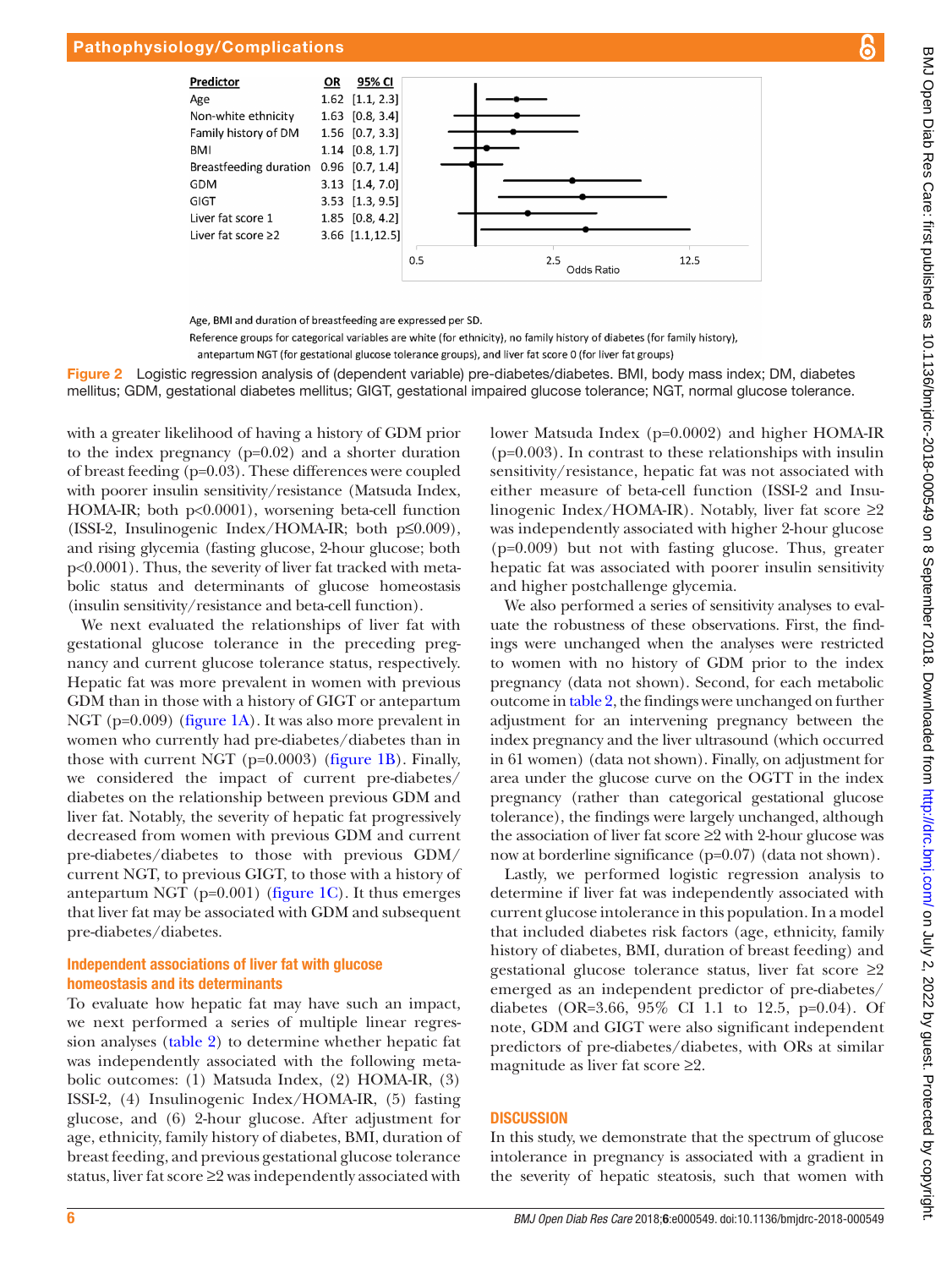| Predictor | OR | 95% CI |
|---|---|---|
| Age | 1.62 | [1.1, 2.3] |
| Non-white ethnicity | 1.63 | [0.8, 3.4] |
| Family history of DM | 1.56 | [0.7, 3.3] |
| BMI | 1.14 | [0.8, 1.7] |
| Breastfeeding duration | 0.96 | [0.7, 1.4] |
| GDM | 3.13 | [1.4, 7.0] |
| GIGT | 3.53 | [1.3, 9.5] |
| Liver fat score 1 | 1.85 | [0.8, 4.2] |
| Liver fat score ≥2 | 3.66 | [1.1,12.5] |

Age, BMI and duration of breastfeeding are expressed per SD.

Reference groups for categorical variables are white (for ethnicity), no family history of diabetes (for family history), antepartum NGT (for gestational glucose tolerance groups), and liver fat score 0 (for liver fat groups)

**Figure 2** Logistic regression analysis of (dependent variable) pre-diabetes/diabetes. BMI, body mass index; DM, diabetes mellitus; GDM, gestational diabetes mellitus; GIGT, gestational impaired glucose tolerance; NGT, normal glucose tolerance.

with a greater likelihood of having a history of GDM prior to the index pregnancy (p=0.02) and a shorter duration of breast feeding (p=0.03). These differences were coupled with poorer insulin sensitivity/resistance (Matsuda Index, HOMA-IR; both p<0.0001), worsening beta-cell function (ISSI-2, Insulinogenic Index/HOMA-IR; both p≤0.009), and rising glycemia (fasting glucose, 2-hour glucose; both p<0.0001). Thus, the severity of liver fat tracked with metabolic status and determinants of glucose homeostasis (insulin sensitivity/resistance and beta-cell function).

We next evaluated the relationships of liver fat with gestational glucose tolerance in the preceding pregnancy and current glucose tolerance status, respectively. Hepatic fat was more prevalent in women with previous GDM than in those with a history of GIGT or antepartum NGT (p=0.009) (figure 1A). It was also more prevalent in women who currently had pre-diabetes/diabetes than in those with current NGT (p=0.0003) (figure 1B). Finally, we considered the impact of current pre-diabetes/diabetes on the relationship between previous GDM and liver fat. Notably, the severity of hepatic fat progressively decreased from women with previous GDM and current pre-diabetes/diabetes to those with previous GDM/current NGT, to previous GIGT, to those with a history of antepartum NGT (p=0.001) (figure 1C). It thus emerges that liver fat may be associated with GDM and subsequent pre-diabetes/diabetes.

### Independent associations of liver fat with glucose homeostasis and its determinants

To evaluate how hepatic fat may have such an impact, we next performed a series of multiple linear regression analyses (table 2) to determine whether hepatic fat was independently associated with the following metabolic outcomes: (1) Matsuda Index, (2) HOMA-IR, (3) ISSI-2, (4) Insulinogenic Index/HOMA-IR, (5) fasting glucose, and (6) 2-hour glucose. After adjustment for age, ethnicity, family history of diabetes, BMI, duration of breast feeding, and previous gestational glucose tolerance status, liver fat score ≥2 was independently associated with lower Matsuda Index (p=0.0002) and higher HOMA-IR (p=0.003). In contrast to these relationships with insulin sensitivity/resistance, hepatic fat was not associated with either measure of beta-cell function (ISSI-2 and Insulinogenic Index/HOMA-IR). Notably, liver fat score ≥2 was independently associated with higher 2-hour glucose (p=0.009) but not with fasting glucose. Thus, greater hepatic fat was associated with poorer insulin sensitivity and higher postchallenge glycemia.

We also performed a series of sensitivity analyses to evaluate the robustness of these observations. First, the findings were unchanged when the analyses were restricted to women with no history of GDM prior to the index pregnancy (data not shown). Second, for each metabolic outcome in table 2, the findings were unchanged on further adjustment for an intervening pregnancy between the index pregnancy and the liver ultrasound (which occurred in 61 women) (data not shown). Finally, on adjustment for area under the glucose curve on the OGTT in the index pregnancy (rather than categorical gestational glucose tolerance), the findings were largely unchanged, although the association of liver fat score ≥2 with 2-hour glucose was now at borderline significance (p=0.07) (data not shown).

Lastly, we performed logistic regression analysis to determine if liver fat was independently associated with current glucose intolerance in this population. In a model that included diabetes risk factors (age, ethnicity, family history of diabetes, BMI, duration of breast feeding) and gestational glucose tolerance status, liver fat score ≥2 emerged as an independent predictor of pre-diabetes/diabetes (OR=3.66, 95% CI 1.1 to 12.5, p=0.04). Of note, GDM and GIGT were also significant independent predictors of pre-diabetes/diabetes, with ORs at similar magnitude as liver fat score ≥2.

## DISCUSSION

In this study, we demonstrate that the spectrum of glucose intolerance in pregnancy is associated with a gradient in the severity of hepatic steatosis, such that women with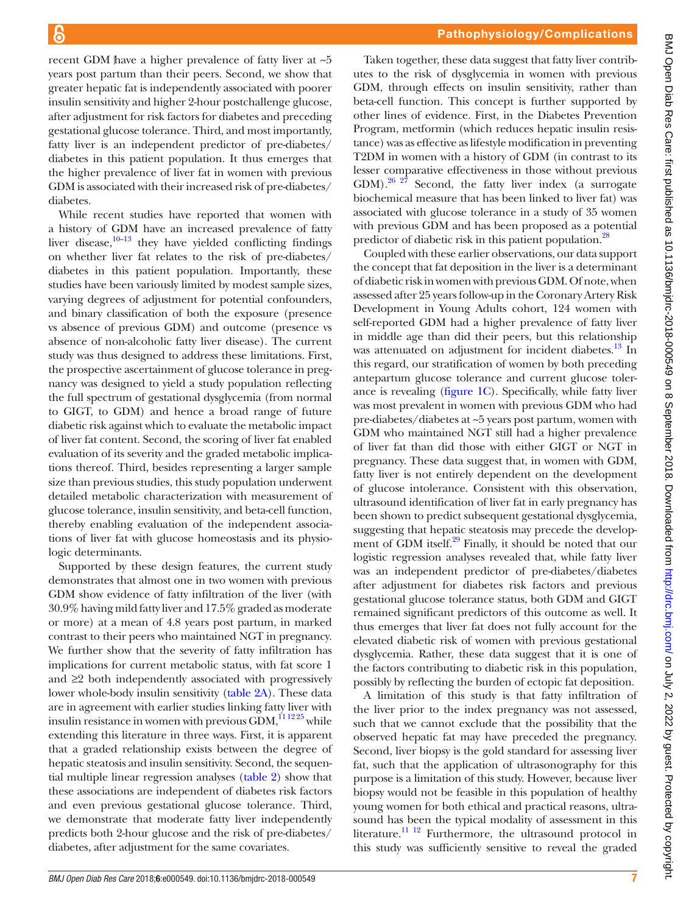recent GDM have a higher prevalence of fatty liver at ~5 years post partum than their peers. Second, we show that greater hepatic fat is independently associated with poorer insulin sensitivity and higher 2-hour postchallenge glucose, after adjustment for risk factors for diabetes and preceding gestational glucose tolerance. Third, and most importantly, fatty liver is an independent predictor of pre-diabetes/diabetes in this patient population. It thus emerges that the higher prevalence of liver fat in women with previous GDM is associated with their increased risk of pre-diabetes/diabetes.

While recent studies have reported that women with a history of GDM have an increased prevalence of fatty liver disease,[10–13] they have yielded conflicting findings on whether liver fat relates to the risk of pre-diabetes/diabetes in this patient population. Importantly, these studies have been variously limited by modest sample sizes, varying degrees of adjustment for potential confounders, and binary classification of both the exposure (presence vs absence of previous GDM) and outcome (presence vs absence of non-alcoholic fatty liver disease). The current study was thus designed to address these limitations. First, the prospective ascertainment of glucose tolerance in pregnancy was designed to yield a study population reflecting the full spectrum of gestational dysglycemia (from normal to GIGT, to GDM) and hence a broad range of future diabetic risk against which to evaluate the metabolic impact of liver fat content. Second, the scoring of liver fat enabled evaluation of its severity and the graded metabolic implications thereof. Third, besides representing a larger sample size than previous studies, this study population underwent detailed metabolic characterization with measurement of glucose tolerance, insulin sensitivity, and beta-cell function, thereby enabling evaluation of the independent associations of liver fat with glucose homeostasis and its physiologic determinants.

Supported by these design features, the current study demonstrates that almost one in two women with previous GDM show evidence of fatty infiltration of the liver (with 30.9% having mild fatty liver and 17.5% graded as moderate or more) at a mean of 4.8 years post partum, in marked contrast to their peers who maintained NGT in pregnancy. We further show that the severity of fatty infiltration has implications for current metabolic status, with fat score 1 and ≥2 both independently associated with progressively lower whole-body insulin sensitivity (table 2A). These data are in agreement with earlier studies linking fatty liver with insulin resistance in women with previous GDM,[11 12 25] while extending this literature in three ways. First, it is apparent that a graded relationship exists between the degree of hepatic steatosis and insulin sensitivity. Second, the sequential multiple linear regression analyses (table 2) show that these associations are independent of diabetes risk factors and even previous gestational glucose tolerance. Third, we demonstrate that moderate fatty liver independently predicts both 2-hour glucose and the risk of pre-diabetes/diabetes, after adjustment for the same covariates.

Taken together, these data suggest that fatty liver contributes to the risk of dysglycemia in women with previous GDM, through effects on insulin sensitivity, rather than beta-cell function. This concept is further supported by other lines of evidence. First, in the Diabetes Prevention Program, metformin (which reduces hepatic insulin resistance) was as effective as lifestyle modification in preventing T2DM in women with a history of GDM (in contrast to its lesser comparative effectiveness in those without previous GDM).[26 27] Second, the fatty liver index (a surrogate biochemical measure that has been linked to liver fat) was associated with glucose tolerance in a study of 35 women with previous GDM and has been proposed as a potential predictor of diabetic risk in this patient population.[28]

Coupled with these earlier observations, our data support the concept that fat deposition in the liver is a determinant of diabetic risk in women with previous GDM. Of note, when assessed after 25 years follow-up in the Coronary Artery Risk Development in Young Adults cohort, 124 women with self-reported GDM had a higher prevalence of fatty liver in middle age than did their peers, but this relationship was attenuated on adjustment for incident diabetes.[13] In this regard, our stratification of women by both preceding antepartum glucose tolerance and current glucose tolerance is revealing (figure 1C). Specifically, while fatty liver was most prevalent in women with previous GDM who had pre-diabetes/diabetes at ~5 years post partum, women with GDM who maintained NGT still had a higher prevalence of liver fat than did those with either GIGT or NGT in pregnancy. These data suggest that, in women with GDM, fatty liver is not entirely dependent on the development of glucose intolerance. Consistent with this observation, ultrasound identification of liver fat in early pregnancy has been shown to predict subsequent gestational dysglycemia, suggesting that hepatic steatosis may precede the development of GDM itself.[29] Finally, it should be noted that our logistic regression analyses revealed that, while fatty liver was an independent predictor of pre-diabetes/diabetes after adjustment for diabetes risk factors and previous gestational glucose tolerance status, both GDM and GIGT remained significant predictors of this outcome as well. It thus emerges that liver fat does not fully account for the elevated diabetic risk of women with previous gestational dysglycemia. Rather, these data suggest that it is one of the factors contributing to diabetic risk in this population, possibly by reflecting the burden of ectopic fat deposition.

A limitation of this study is that fatty infiltration of the liver prior to the index pregnancy was not assessed, such that we cannot exclude that the possibility that the observed hepatic fat may have preceded the pregnancy. Second, liver biopsy is the gold standard for assessing liver fat, such that the application of ultrasonography for this purpose is a limitation of this study. However, because liver biopsy would not be feasible in this population of healthy young women for both ethical and practical reasons, ultrasound has been the typical modality of assessment in this literature.[11 12] Furthermore, the ultrasound protocol in this study was sufficiently sensitive to reveal the graded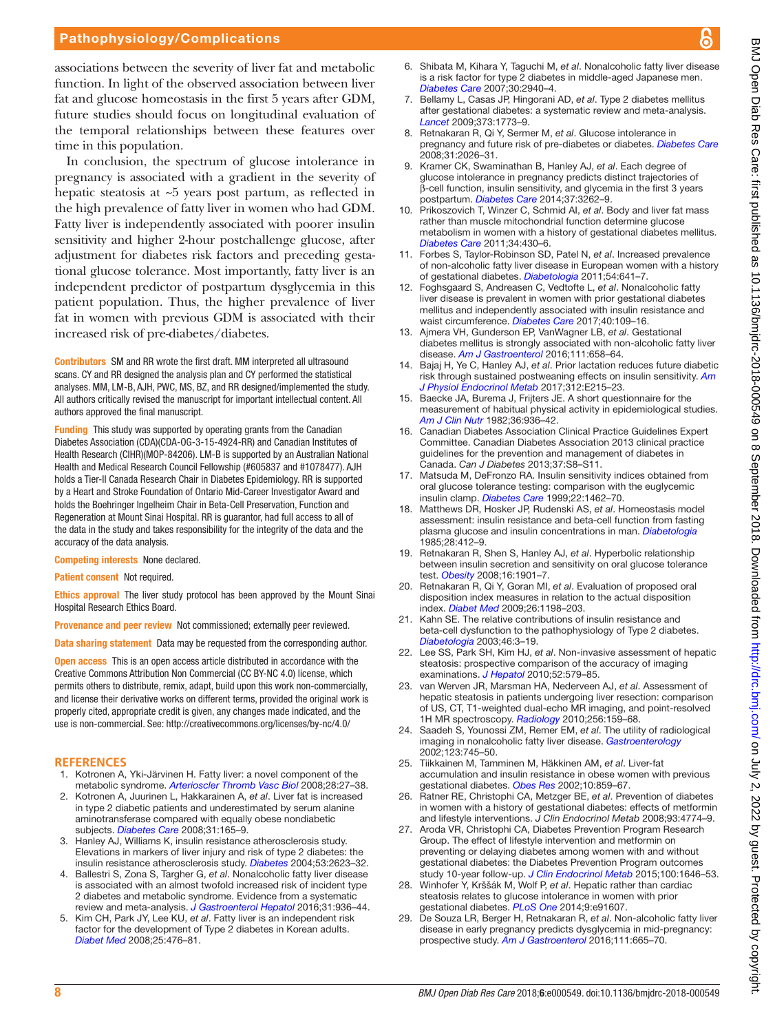associations between the severity of liver fat and metabolic function. In light of the observed association between liver fat and glucose homeostasis in the first 5 years after GDM, future studies should focus on longitudinal evaluation of the temporal relationships between these features over time in this population.

In conclusion, the spectrum of glucose intolerance in pregnancy is associated with a gradient in the severity of hepatic steatosis at ~5 years post partum, as reflected in the high prevalence of fatty liver in women who had GDM. Fatty liver is independently associated with poorer insulin sensitivity and higher 2-hour postchallenge glucose, after adjustment for diabetes risk factors and preceding gestational glucose tolerance. Most importantly, fatty liver is an independent predictor of postpartum dysglycemia in this patient population. Thus, the higher prevalence of liver fat in women with previous GDM is associated with their increased risk of pre-diabetes/diabetes.

**Contributors** SM and RR wrote the first draft. MM interpreted all ultrasound scans. CY and RR designed the analysis plan and CY performed the statistical analyses. MM, LM-B, AJH, PWC, MS, BZ, and RR designed/implemented the study. All authors critically revised the manuscript for important intellectual content. All authors approved the final manuscript.

**Funding** This study was supported by operating grants from the Canadian Diabetes Association (CDA)(CDA-OG-3-15-4924-RR) and Canadian Institutes of Health Research (CIHR)(MOP-84206). LM-B is supported by an Australian National Health and Medical Research Council Fellowship (#605837 and #1078477). AJH holds a Tier-II Canada Research Chair in Diabetes Epidemiology. RR is supported by a Heart and Stroke Foundation of Ontario Mid-Career Investigator Award and holds the Boehringer Ingelheim Chair in Beta-Cell Preservation, Function and Regeneration at Mount Sinai Hospital. RR is guarantor, had full access to all of the data in the study and takes responsibility for the integrity of the data and the accuracy of the data analysis.

**Competing interests** None declared.

**Patient consent** Not required.

**Ethics approval** The liver study protocol has been approved by the Mount Sinai Hospital Research Ethics Board.

**Provenance and peer review** Not commissioned; externally peer reviewed.

**Data sharing statement** Data may be requested from the corresponding author.

**Open access** This is an open access article distributed in accordance with the Creative Commons Attribution Non Commercial (CC BY-NC 4.0) license, which permits others to distribute, remix, adapt, build upon this work non-commercially, and license their derivative works on different terms, provided the original work is properly cited, appropriate credit is given, any changes made indicated, and the use is non-commercial. See: http://creativecommons.org/licenses/by-nc/4.0/

## REFERENCES

1. Kotronen A, Yki-Järvinen H. Fatty liver: a novel component of the metabolic syndrome. *Arterioscler Thromb Vasc Biol* 2008;28:27–38.
2. Kotronen A, Juurinen L, Hakkarainen A, *et al*. Liver fat is increased in type 2 diabetic patients and underestimated by serum alanine aminotransferase compared with equally obese nondiabetic subjects. *Diabetes Care* 2008;31:165–9.
3. Hanley AJ, Williams K, insulin resistance atherosclerosis study. Elevations in markers of liver injury and risk of type 2 diabetes: the insulin resistance atherosclerosis study. *Diabetes* 2004;53:2623–32.
4. Ballestri S, Zona S, Targher G, *et al*. Nonalcoholic fatty liver disease is associated with an almost twofold increased risk of incident type 2 diabetes and metabolic syndrome. Evidence from a systematic review and meta-analysis. *J Gastroenterol Hepatol* 2016;31:936–44.
5. Kim CH, Park JY, Lee KU, *et al*. Fatty liver is an independent risk factor for the development of Type 2 diabetes in Korean adults. *Diabet Med* 2008;25:476–81.
6. Shibata M, Kihara Y, Taguchi M, *et al*. Nonalcoholic fatty liver disease is a risk factor for type 2 diabetes in middle-aged Japanese men. *Diabetes Care* 2007;30:2940–4.
7. Bellamy L, Casas JP, Hingorani AD, *et al*. Type 2 diabetes mellitus after gestational diabetes: a systematic review and meta-analysis. *Lancet* 2009;373:1773–9.
8. Retnakaran R, Qi Y, Sermer M, *et al*. Glucose intolerance in pregnancy and future risk of pre-diabetes or diabetes. *Diabetes Care* 2008;31:2026–31.
9. Kramer CK, Swaminathan B, Hanley AJ, *et al*. Each degree of glucose intolerance in pregnancy predicts distinct trajectories of β-cell function, insulin sensitivity, and glycemia in the first 3 years postpartum. *Diabetes Care* 2014;37:3262–9.
10. Prikoszovich T, Winzer C, Schmid AI, *et al*. Body and liver fat mass rather than muscle mitochondrial function determine glucose metabolism in women with a history of gestational diabetes mellitus. *Diabetes Care* 2011;34:430–6.
11. Forbes S, Taylor-Robinson SD, Patel N, *et al*. Increased prevalence of non-alcoholic fatty liver disease in European women with a history of gestational diabetes. *Diabetologia* 2011;54:641–7.
12. Foghsgaard S, Andreasen C, Vedtofte L, *et al*. Nonalcoholic fatty liver disease is prevalent in women with prior gestational diabetes mellitus and independently associated with insulin resistance and waist circumference. *Diabetes Care* 2017;40:109–16.
13. Ajmera VH, Gunderson EP, VanWagner LB, *et al*. Gestational diabetes mellitus is strongly associated with non-alcoholic fatty liver disease. *Am J Gastroenterol* 2016;111:658–64.
14. Bajaj H, Ye C, Hanley AJ, *et al*. Prior lactation reduces future diabetic risk through sustained postweaning effects on insulin sensitivity. *Am J Physiol Endocrinol Metab* 2017;312:E215–23.
15. Baecke JA, Burema J, Frijters JE. A short questionnaire for the measurement of habitual physical activity in epidemiological studies. *Am J Clin Nutr* 1982;36:936–42.
16. Canadian Diabetes Association Clinical Practice Guidelines Expert Committee. Canadian Diabetes Association 2013 clinical practice guidelines for the prevention and management of diabetes in Canada. *Can J Diabetes* 2013;37:S8–S11.
17. Matsuda M, DeFronzo RA. Insulin sensitivity indices obtained from oral glucose tolerance testing: comparison with the euglycemic insulin clamp. *Diabetes Care* 1999;22:1462–70.
18. Matthews DR, Hosker JP, Rudenski AS, *et al*. Homeostasis model assessment: insulin resistance and beta-cell function from fasting plasma glucose and insulin concentrations in man. *Diabetologia* 1985;28:412–9.
19. Retnakaran R, Shen S, Hanley AJ, *et al*. Hyperbolic relationship between insulin secretion and sensitivity on oral glucose tolerance test. *Obesity* 2008;16:1901–7.
20. Retnakaran R, Qi Y, Goran MI, *et al*. Evaluation of proposed oral disposition index measures in relation to the actual disposition index. *Diabet Med* 2009;26:1198–203.
21. Kahn SE. The relative contributions of insulin resistance and beta-cell dysfunction to the pathophysiology of Type 2 diabetes. *Diabetologia* 2003;46:3–19.
22. Lee SS, Park SH, Kim HJ, *et al*. Non-invasive assessment of hepatic steatosis: prospective comparison of the accuracy of imaging examinations. *J Hepatol* 2010;52:579–85.
23. van Werven JR, Marsman HA, Nederveen AJ, *et al*. Assessment of hepatic steatosis in patients undergoing liver resection: comparison of US, CT, T1-weighted dual-echo MR imaging, and point-resolved 1H MR spectroscopy. *Radiology* 2010;256:159–68.
24. Saadeh S, Younossi ZM, Remer EM, *et al*. The utility of radiological imaging in nonalcoholic fatty liver disease. *Gastroenterology* 2002;123:745–50.
25. Tiikkainen M, Tamminen M, Häkkinen AM, *et al*. Liver-fat accumulation and insulin resistance in obese women with previous gestational diabetes. *Obes Res* 2002;10:859–67.
26. Ratner RE, Christophi CA, Metzger BE, *et al*. Prevention of diabetes in women with a history of gestational diabetes: effects of metformin and lifestyle interventions. *J Clin Endocrinol Metab* 2008;93:4774–9.
27. Aroda VR, Christophi CA, Diabetes Prevention Program Research Group. The effect of lifestyle intervention and metformin on preventing or delaying diabetes among women with and without gestational diabetes: the Diabetes Prevention Program outcomes study 10-year follow-up. *J Clin Endocrinol Metab* 2015;100:1646–53.
28. Winhofer Y, Krššák M, Wolf P, *et al*. Hepatic rather than cardiac steatosis relates to glucose intolerance in women with prior gestational diabetes. *PLoS One* 2014;9:e91607.
29. De Souza LR, Berger H, Retnakaran R, *et al*. Non-alcoholic fatty liver disease in early pregnancy predicts dysglycemia in mid-pregnancy: prospective study. *Am J Gastroenterol* 2016;111:665–70.